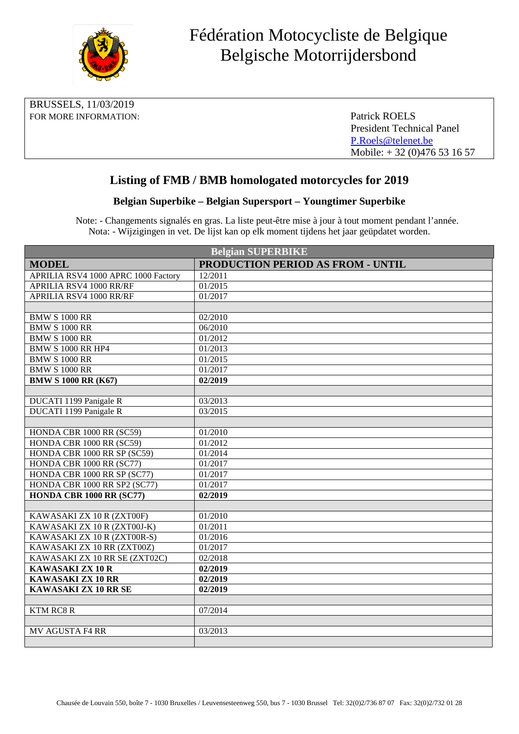# Fédération Motocycliste de Belgique
# Belgische Motorrijdersbond

BRUSSELS, 11/03/2019

FOR MORE INFORMATION:

Patrick ROELS
President Technical Panel
P.Roels@telenet.be
Mobile: + 32 (0)476 53 16 57

## Listing of FMB / BMB homologated motorcycles for 2019

### Belgian Superbike – Belgian Supersport – Youngtimer Superbike

Note: - Changements signalés en gras. La liste peut-être mise à jour à tout moment pendant l'année.
Nota: - Wijzigingen in vet. De lijst kan op elk moment tijdens het jaar geüpdatet worden.

| Belgian SUPERBIKE | |
|---|---|
| **MODEL** | **PRODUCTION PERIOD AS FROM - UNTIL** |
| APRILIA RSV4 1000 APRC 1000 Factory | 12/2011 |
| APRILIA RSV4 1000 RR/RF | 01/2015 |
| APRILIA RSV4 1000 RR/RF | 01/2017 |
| | |
| BMW S 1000 RR | 02/2010 |
| BMW S 1000 RR | 06/2010 |
| BMW S 1000 RR | 01/2012 |
| BMW S 1000 RR HP4 | 01/2013 |
| BMW S 1000 RR | 01/2015 |
| BMW S 1000 RR | 01/2017 |
| **BMW S 1000 RR (K67)** | **02/2019** |
| | |
| DUCATI 1199 Panigale R | 03/2013 |
| DUCATI 1199 Panigale R | 03/2015 |
| | |
| HONDA CBR 1000 RR (SC59) | 01/2010 |
| HONDA CBR 1000 RR (SC59) | 01/2012 |
| HONDA CBR 1000 RR SP (SC59) | 01/2014 |
| HONDA CBR 1000 RR (SC77) | 01/2017 |
| HONDA CBR 1000 RR SP (SC77) | 01/2017 |
| HONDA CBR 1000 RR SP2 (SC77) | 01/2017 |
| **HONDA CBR 1000 RR (SC77)** | **02/2019** |
| | |
| KAWASAKI ZX 10 R (ZXT00F) | 01/2010 |
| KAWASAKI ZX 10 R (ZXT00J-K) | 01/2011 |
| KAWASAKI ZX 10 R (ZXT00R-S) | 01/2016 |
| KAWASAKI ZX 10 RR (ZXT00Z) | 01/2017 |
| KAWASAKI ZX 10 RR SE (ZXT02C) | 02/2018 |
| **KAWASAKI ZX 10 R** | **02/2019** |
| **KAWASAKI ZX 10 RR** | **02/2019** |
| **KAWASAKI ZX 10 RR SE** | **02/2019** |
| | |
| KTM RC8 R | 07/2014 |
| | |
| MV AGUSTA F4 RR | 03/2013 |
| | |

Chausée de Louvain 550, boîte 7 - 1030 Bruxelles / Leuvensesteenweg 550, bus 7 - 1030 Brussel Tel: 32(0)2/736 87 07 Fax: 32(0)2/732 01 28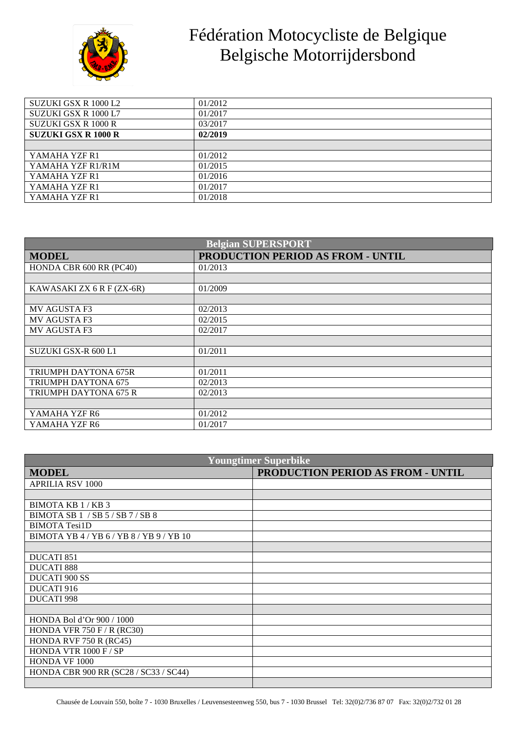# Fédération Motocycliste de Belgique
# Belgische Motorrijdersbond

| | |
|---|---|
| SUZUKI GSX R 1000 L2 | 01/2012 |
| SUZUKI GSX R 1000 L7 | 01/2017 |
| SUZUKI GSX R 1000 R | 03/2017 |
| **SUZUKI GSX R 1000 R** | **02/2019** |
| | |
| YAMAHA YZF R1 | 01/2012 |
| YAMAHA YZF R1/R1M | 01/2015 |
| YAMAHA YZF R1 | 01/2016 |
| YAMAHA YZF R1 | 01/2017 |
| YAMAHA YZF R1 | 01/2018 |

| **Belgian SUPERSPORT** | |
|---|---|
| **MODEL** | **PRODUCTION PERIOD AS FROM - UNTIL** |
| HONDA CBR 600 RR (PC40) | 01/2013 |
| | |
| KAWASAKI ZX 6 R F (ZX-6R) | 01/2009 |
| | |
| MV AGUSTA F3 | 02/2013 |
| MV AGUSTA F3 | 02/2015 |
| MV AGUSTA F3 | 02/2017 |
| | |
| SUZUKI GSX-R 600 L1 | 01/2011 |
| | |
| TRIUMPH DAYTONA 675R | 01/2011 |
| TRIUMPH DAYTONA 675 | 02/2013 |
| TRIUMPH DAYTONA 675 R | 02/2013 |
| | |
| YAMAHA YZF R6 | 01/2012 |
| YAMAHA YZF R6 | 01/2017 |

| **Youngtimer Superbike** | |
|---|---|
| **MODEL** | **PRODUCTION PERIOD AS FROM - UNTIL** |
| APRILIA RSV 1000 | |
| | |
| BIMOTA KB 1 / KB 3 | |
| BIMOTA SB 1 / SB 5 / SB 7 / SB 8 | |
| BIMOTA Tesi1D | |
| BIMOTA YB 4 / YB 6 / YB 8 / YB 9 / YB 10 | |
| | |
| DUCATI 851 | |
| DUCATI 888 | |
| DUCATI 900 SS | |
| DUCATI 916 | |
| DUCATI 998 | |
| | |
| HONDA Bol d'Or 900 / 1000 | |
| HONDA VFR 750 F / R (RC30) | |
| HONDA RVF 750 R (RC45) | |
| HONDA VTR 1000 F / SP | |
| HONDA VF 1000 | |
| HONDA CBR 900 RR (SC28 / SC33 / SC44) | |
| | |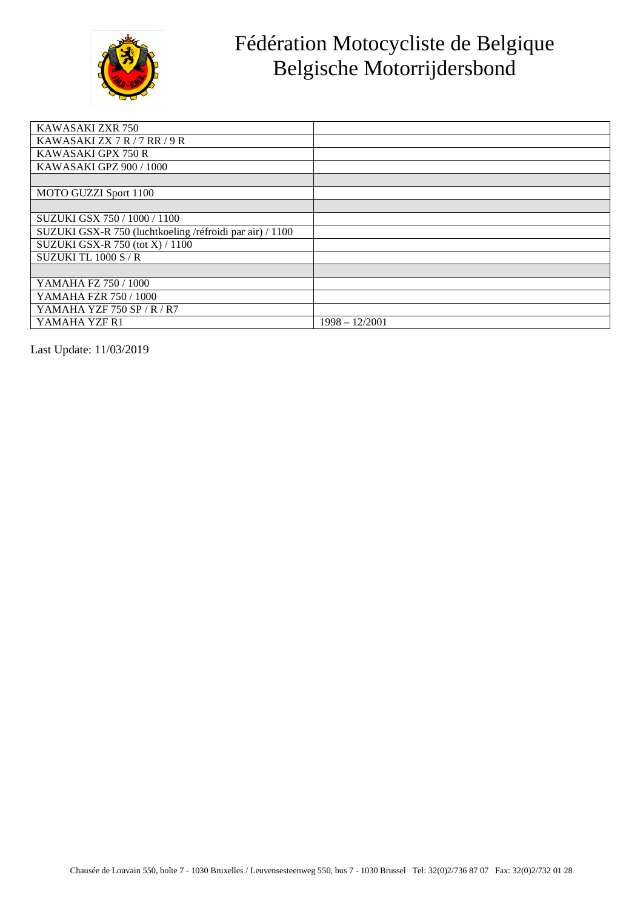| | |
|---|---|
| KAWASAKI ZXR 750 | |
| KAWASAKI ZX 7 R / 7 RR / 9 R | |
| KAWASAKI GPX 750 R | |
| KAWASAKI GPZ 900 / 1000 | |
| | |
| MOTO GUZZI Sport 1100 | |
| | |
| SUZUKI GSX 750 / 1000 / 1100 | |
| SUZUKI GSX-R 750 (luchtkoeling /réfroidi par air) / 1100 | |
| SUZUKI GSX-R 750 (tot X) / 1100 | |
| SUZUKI TL 1000 S / R | |
| | |
| YAMAHA FZ 750 / 1000 | |
| YAMAHA FZR 750 / 1000 | |
| YAMAHA YZF 750 SP / R / R7 | |
| YAMAHA YZF R1 | 1998 – 12/2001 |

Last Update: 11/03/2019